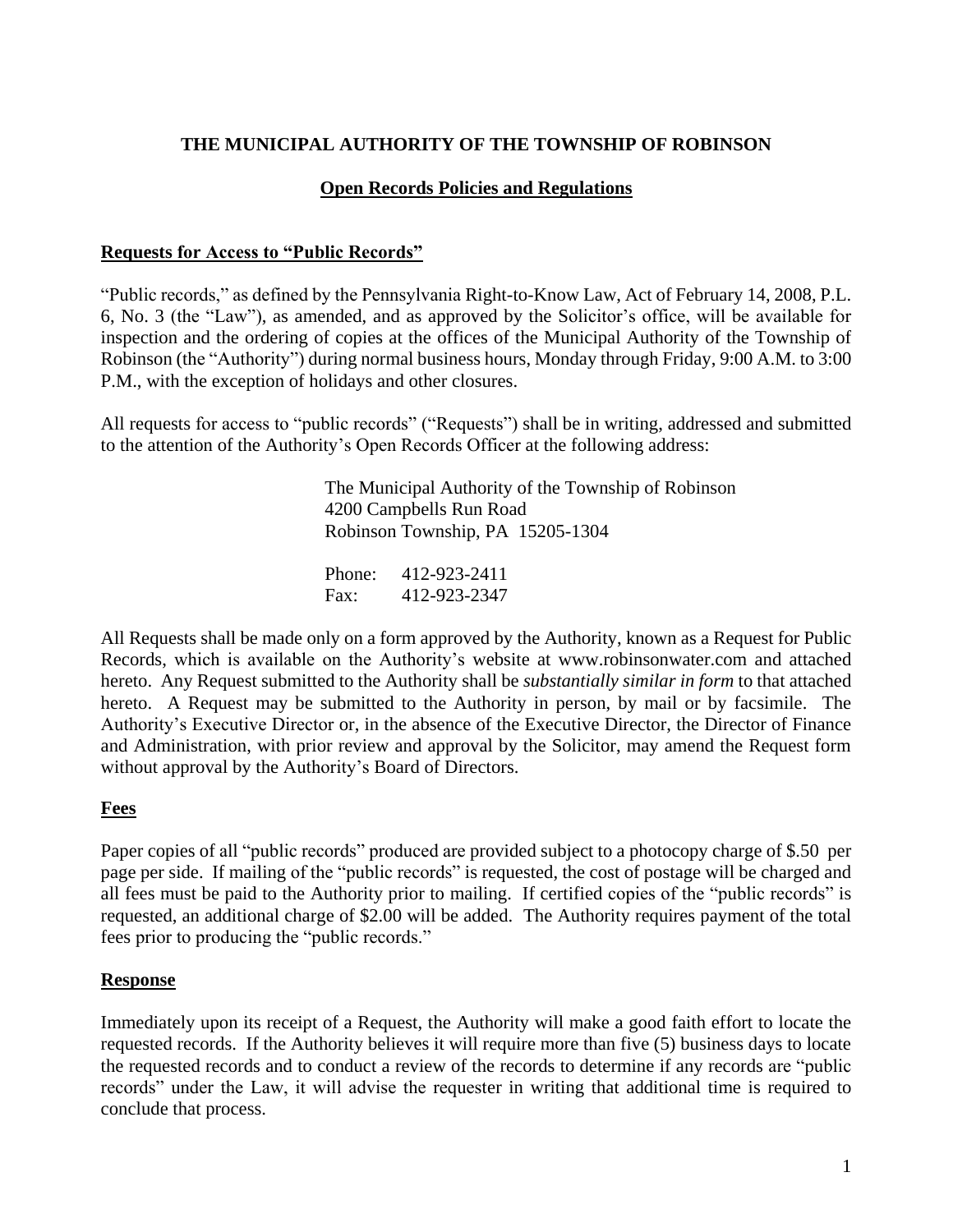# THE MUNICIPAL AUTHORITY OF THE TOWNSHIP OF ROBINSON

## Open Records Policies and Regulations

### Requests for Access to "Public Records"

"Public records," as defined by the Pennsylvania Right-to-Know Law, Act of February 14, 2008, P.L. 6, No. 3 (the "Law"), as amended, and as approved by the Solicitor's office, will be available for inspection and the ordering of copies at the offices of the Municipal Authority of the Township of Robinson (the "Authority") during normal business hours, Monday through Friday, 9:00 A.M. to 3:00 P.M., with the exception of holidays and other closures.

All requests for access to "public records" ("Requests") shall be in writing, addressed and submitted to the attention of the Authority's Open Records Officer at the following address:

> The Municipal Authority of the Township of Robinson
> 4200 Campbells Run Road
> Robinson Township, PA 15205-1304
>
> Phone: 412-923-2411
> Fax: 412-923-2347

All Requests shall be made only on a form approved by the Authority, known as a Request for Public Records, which is available on the Authority's website at www.robinsonwater.com and attached hereto. Any Request submitted to the Authority shall be *substantially similar in form* to that attached hereto. A Request may be submitted to the Authority in person, by mail or by facsimile. The Authority's Executive Director or, in the absence of the Executive Director, the Director of Finance and Administration, with prior review and approval by the Solicitor, may amend the Request form without approval by the Authority's Board of Directors.

### Fees

Paper copies of all "public records" produced are provided subject to a photocopy charge of $.50 per page per side. If mailing of the "public records" is requested, the cost of postage will be charged and all fees must be paid to the Authority prior to mailing. If certified copies of the "public records" is requested, an additional charge of $2.00 will be added. The Authority requires payment of the total fees prior to producing the "public records."

### Response

Immediately upon its receipt of a Request, the Authority will make a good faith effort to locate the requested records. If the Authority believes it will require more than five (5) business days to locate the requested records and to conduct a review of the records to determine if any records are "public records" under the Law, it will advise the requester in writing that additional time is required to conclude that process.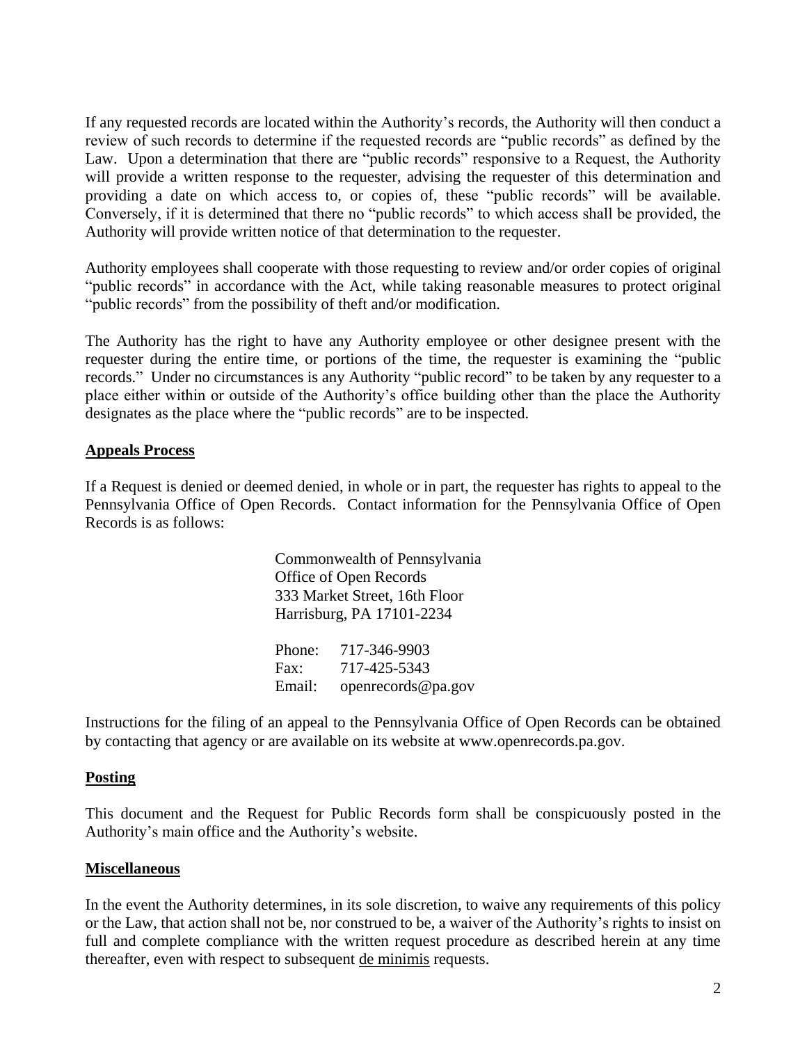If any requested records are located within the Authority's records, the Authority will then conduct a review of such records to determine if the requested records are "public records" as defined by the Law. Upon a determination that there are "public records" responsive to a Request, the Authority will provide a written response to the requester, advising the requester of this determination and providing a date on which access to, or copies of, these "public records" will be available. Conversely, if it is determined that there no "public records" to which access shall be provided, the Authority will provide written notice of that determination to the requester.

Authority employees shall cooperate with those requesting to review and/or order copies of original "public records" in accordance with the Act, while taking reasonable measures to protect original "public records" from the possibility of theft and/or modification.

The Authority has the right to have any Authority employee or other designee present with the requester during the entire time, or portions of the time, the requester is examining the "public records." Under no circumstances is any Authority "public record" to be taken by any requester to a place either within or outside of the Authority's office building other than the place the Authority designates as the place where the "public records" are to be inspected.

**Appeals Process**

If a Request is denied or deemed denied, in whole or in part, the requester has rights to appeal to the Pennsylvania Office of Open Records. Contact information for the Pennsylvania Office of Open Records is as follows:

Commonwealth of Pennsylvania
Office of Open Records
333 Market Street, 16th Floor
Harrisburg, PA 17101-2234

Phone: 717-346-9903
Fax: 717-425-5343
Email: openrecords@pa.gov

Instructions for the filing of an appeal to the Pennsylvania Office of Open Records can be obtained by contacting that agency or are available on its website at www.openrecords.pa.gov.

**Posting**

This document and the Request for Public Records form shall be conspicuously posted in the Authority's main office and the Authority's website.

**Miscellaneous**

In the event the Authority determines, in its sole discretion, to waive any requirements of this policy or the Law, that action shall not be, nor construed to be, a waiver of the Authority's rights to insist on full and complete compliance with the written request procedure as described herein at any time thereafter, even with respect to subsequent de minimis requests.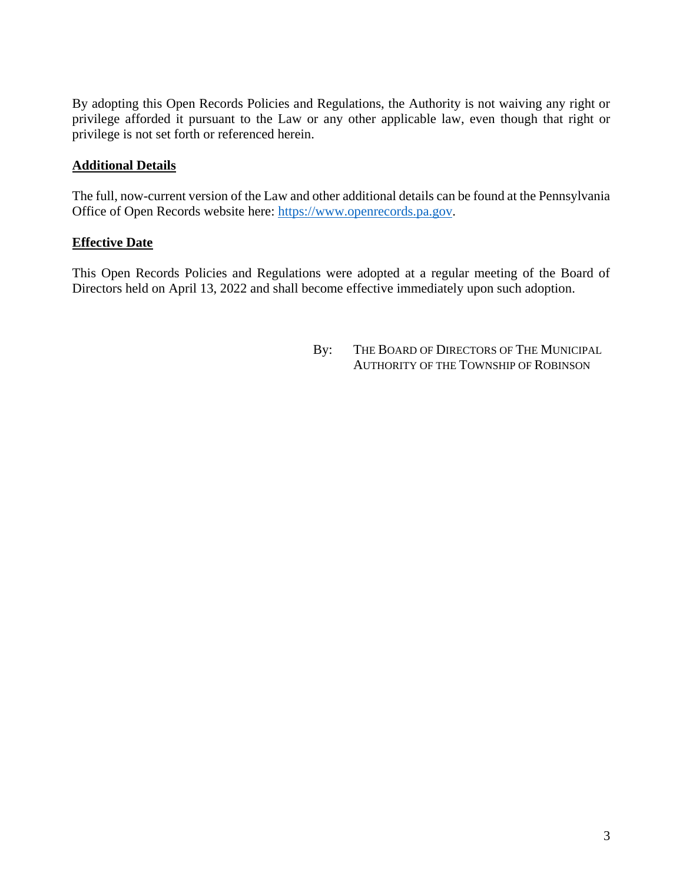By adopting this Open Records Policies and Regulations, the Authority is not waiving any right or privilege afforded it pursuant to the Law or any other applicable law, even though that right or privilege is not set forth or referenced herein.

## Additional Details

The full, now-current version of the Law and other additional details can be found at the Pennsylvania Office of Open Records website here: [https://www.openrecords.pa.gov](https://www.openrecords.pa.gov).

## Effective Date

This Open Records Policies and Regulations were adopted at a regular meeting of the Board of Directors held on April 13, 2022 and shall become effective immediately upon such adoption.

By: THE BOARD OF DIRECTORS OF THE MUNICIPAL AUTHORITY OF THE TOWNSHIP OF ROBINSON